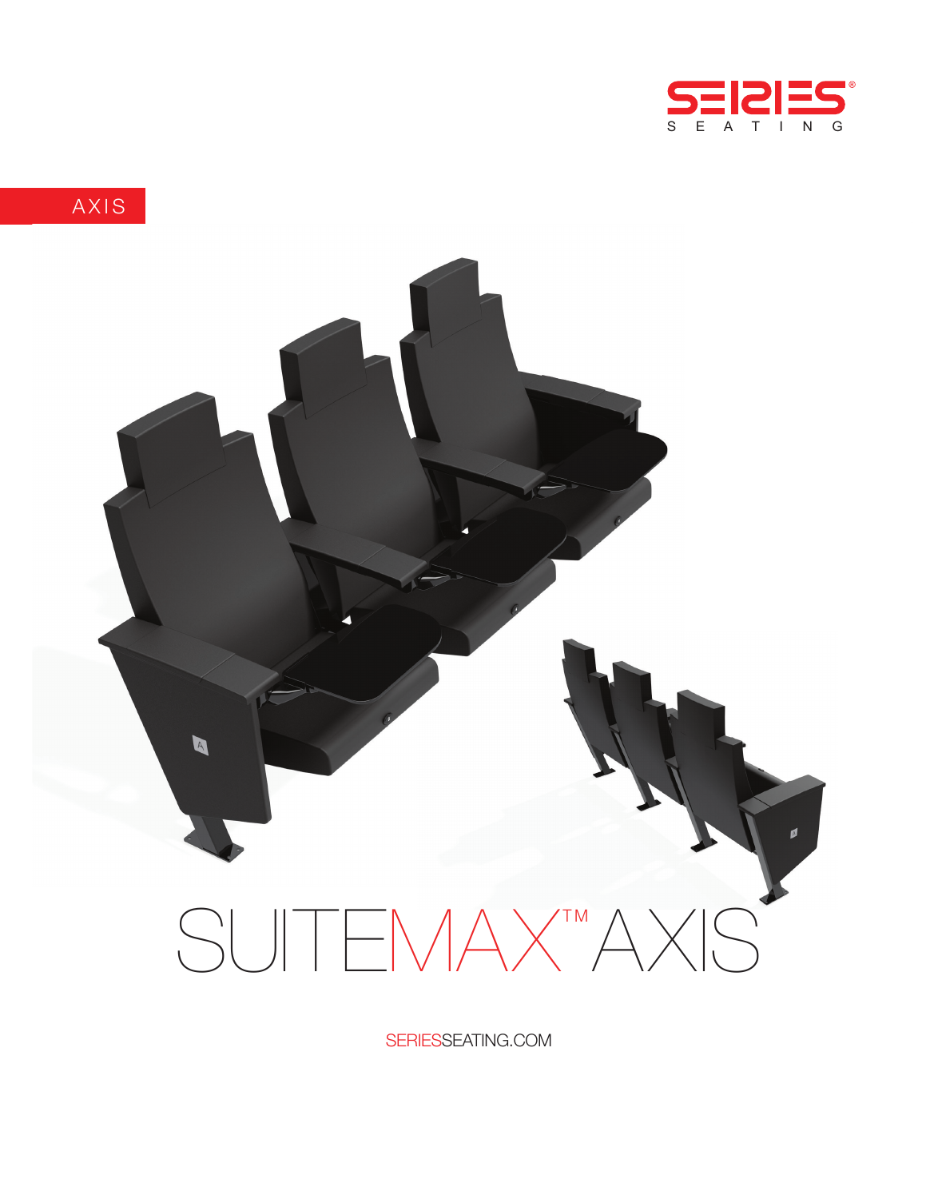SERIES® SEATING

AXIS

# SUITEMAX™ AXIS

SERIESSEATING.COM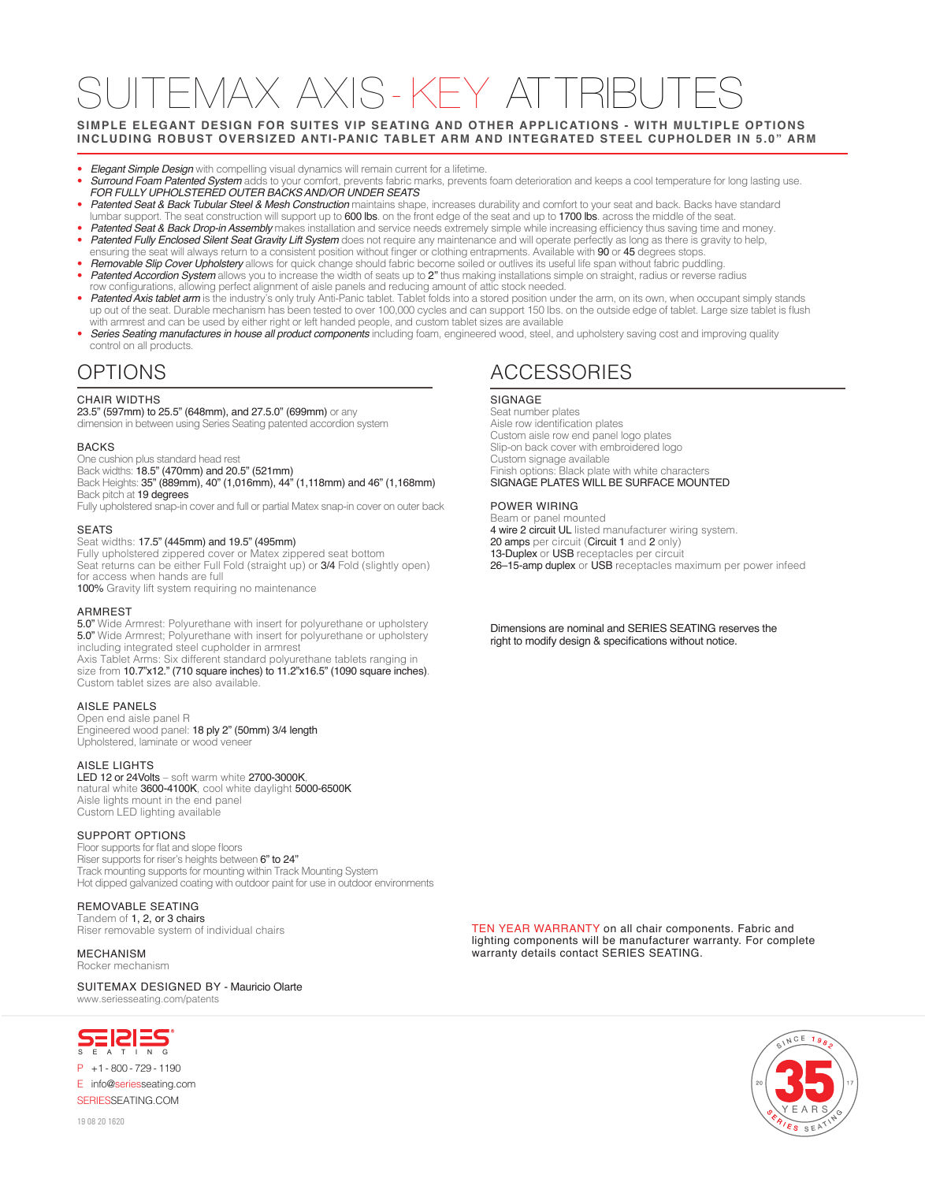# SUITEMAX AXIS - KEY ATTRIBUTES

**SIMPLE ELEGANT DESIGN FOR SUITES VIP SEATING AND OTHER APPLICATIONS - WITH MULTIPLE OPTIONS INCLUDING ROBUST OVERSIZED ANTI-PANIC TABLET ARM AND INTEGRATED STEEL CUPHOLDER IN 5.0" ARM**

- *Elegant Simple Design* with compelling visual dynamics will remain current for a lifetime.
- *Surround Foam Patented System* adds to your comfort, prevents fabric marks, prevents foam deterioration and keeps a cool temperature for long lasting use. *FOR FULLY UPHOLSTERED OUTER BACKS AND/OR UNDER SEATS*
- *Patented Seat & Back Tubular Steel & Mesh Construction* maintains shape, increases durability and comfort to your seat and back. Backs have standard lumbar support. The seat construction will support up to 600 lbs. on the front edge of the seat and up to 1700 lbs. across the middle of the seat.
- *Patented Seat & Back Drop-in Assembly* makes installation and service needs extremely simple while increasing efficiency thus saving time and money.
- *Patented Fully Enclosed Silent Seat Gravity Lift System* does not require any maintenance and will operate perfectly as long as there is gravity to help, ensuring the seat will always return to a consistent position without finger or clothing entrapments. Available with 90 or 45 degrees stops.
- *Removable Slip Cover Upholstery* allows for quick change should fabric become soiled or outlives its useful life span without fabric puddling.
- *Patented Accordion System* allows you to increase the width of seats up to 2" thus making installations simple on straight, radius or reverse radius row configurations, allowing perfect alignment of aisle panels and reducing amount of attic stock needed.
- *Patented Axis tablet arm* is the industry's only truly Anti-Panic tablet. Tablet folds into a stored position under the arm, on its own, when occupant simply stands up out of the seat. Durable mechanism has been tested to over 100,000 cycles and can support 150 lbs. on the outside edge of tablet. Large size tablet is flush with armrest and can be used by either right or left handed people, and custom tablet sizes are available
- *Series Seating manufactures in house all product components* including foam, engineered wood, steel, and upholstery saving cost and improving quality control on all products.

## OPTIONS

### CHAIR WIDTHS
23.5" (597mm) to 25.5" (648mm), and 27.5.0" (699mm) or any dimension in between using Series Seating patented accordion system

### BACKS
One cushion plus standard head rest
Back widths: 18.5" (470mm) and 20.5" (521mm)
Back Heights: 35" (889mm), 40" (1,016mm), 44" (1,118mm) and 46" (1,168mm)
Back pitch at 19 degrees
Fully upholstered snap-in cover and full or partial Matex snap-in cover on outer back

### SEATS
Seat widths: 17.5" (445mm) and 19.5" (495mm)
Fully upholstered zippered cover or Matex zippered seat bottom
Seat returns can be either Full Fold (straight up) or 3/4 Fold (slightly open) for access when hands are full
100% Gravity lift system requiring no maintenance

### ARMREST
5.0" Wide Armrest: Polyurethane with insert for polyurethane or upholstery
5.0" Wide Armrest; Polyurethane with insert for polyurethane or upholstery including integrated steel cupholder in armrest
Axis Tablet Arms: Six different standard polyurethane tablets ranging in size from 10.7"x12." (710 square inches) to 11.2"x16.5" (1090 square inches). Custom tablet sizes are also available.

### AISLE PANELS
Open end aisle panel R
Engineered wood panel: 18 ply 2" (50mm) 3/4 length
Upholstered, laminate or wood veneer

### AISLE LIGHTS
LED 12 or 24Volts – soft warm white 2700-3000K,
natural white 3600-4100K, cool white daylight 5000-6500K
Aisle lights mount in the end panel
Custom LED lighting available

### SUPPORT OPTIONS
Floor supports for flat and slope floors
Riser supports for riser's heights between 6" to 24"
Track mounting supports for mounting within Track Mounting System
Hot dipped galvanized coating with outdoor paint for use in outdoor environments

### REMOVABLE SEATING
Tandem of 1, 2, or 3 chairs
Riser removable system of individual chairs

### MECHANISM
Rocker mechanism

### SUITEMAX DESIGNED BY - Mauricio Olarte
www.seriesseating.com/patents

## ACCESSORIES

### SIGNAGE
Seat number plates
Aisle row identification plates
Custom aisle row end panel logo plates
Slip-on back cover with embroidered logo
Custom signage available
Finish options: Black plate with white characters
SIGNAGE PLATES WILL BE SURFACE MOUNTED

### POWER WIRING
Beam or panel mounted
4 wire 2 circuit UL listed manufacturer wiring system.
20 amps per circuit (Circuit 1 and 2 only)
13-Duplex or USB receptacles per circuit
26–15-amp duplex or USB receptacles maximum per power infeed

Dimensions are nominal and SERIES SEATING reserves the right to modify design & specifications without notice.

TEN YEAR WARRANTY on all chair components. Fabric and lighting components will be manufacturer warranty. For complete warranty details contact SERIES SEATING.

SERIES SEATING
P +1 - 800 - 729 - 1190
E info@seriesseating.com
SERIESSEATING.COM

19 08 20 1620

SINCE 1982 · 35 YEARS · 2017 · SERIES SEATING